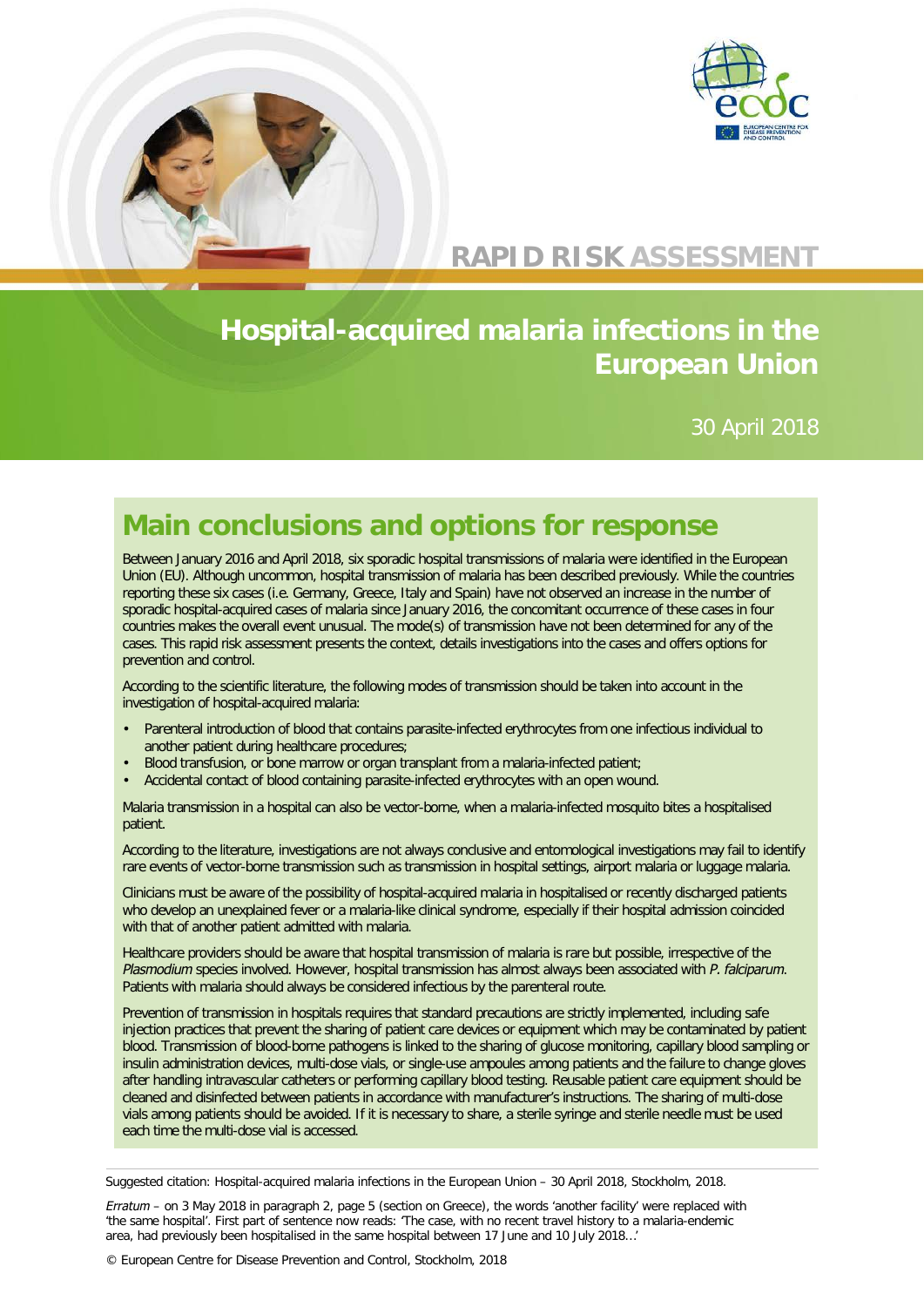RAPID RISK ASSESSMENT

# Hospital-acquired malaria infections in the European Union

30 April 2018

## Main conclusions and options for response

Between January 2016 and April 2018, six sporadic hospital transmissions of malaria were identified in the European Union (EU). Although uncommon, hospital transmission of malaria has been described previously. While the countries reporting these six cases (i.e. Germany, Greece, Italy and Spain) have not observed an increase in the number of sporadic hospital-acquired cases of malaria since January 2016, the concomitant occurrence of these cases in four countries makes the overall event unusual. The mode(s) of transmission have not been determined for any of the cases. This rapid risk assessment presents the context, details investigations into the cases and offers options for prevention and control.

According to the scientific literature, the following modes of transmission should be taken into account in the investigation of hospital-acquired malaria:

- Parenteral introduction of blood that contains parasite-infected erythrocytes from one infectious individual to another patient during healthcare procedures;
- Blood transfusion, or bone marrow or organ transplant from a malaria-infected patient;
- Accidental contact of blood containing parasite-infected erythrocytes with an open wound.

Malaria transmission in a hospital can also be vector-borne, when a malaria-infected mosquito bites a hospitalised patient.

According to the literature, investigations are not always conclusive and entomological investigations may fail to identify rare events of vector-borne transmission such as transmission in hospital settings, airport malaria or luggage malaria.

Clinicians must be aware of the possibility of hospital-acquired malaria in hospitalised or recently discharged patients who develop an unexplained fever or a malaria-like clinical syndrome, especially if their hospital admission coincided with that of another patient admitted with malaria.

Healthcare providers should be aware that hospital transmission of malaria is rare but possible, irrespective of the *Plasmodium* species involved. However, hospital transmission has almost always been associated with *P. falciparum*. Patients with malaria should always be considered infectious by the parenteral route.

Prevention of transmission in hospitals requires that standard precautions are strictly implemented, including safe injection practices that prevent the sharing of patient care devices or equipment which may be contaminated by patient blood. Transmission of blood-borne pathogens is linked to the sharing of glucose monitoring, capillary blood sampling or insulin administration devices, multi-dose vials, or single-use ampoules among patients and the failure to change gloves after handling intravascular catheters or performing capillary blood testing. Reusable patient care equipment should be cleaned and disinfected between patients in accordance with manufacturer's instructions. The sharing of multi-dose vials among patients should be avoided. If it is necessary to share, a sterile syringe and sterile needle must be used each time the multi-dose vial is accessed.

Suggested citation: Hospital-acquired malaria infections in the European Union – 30 April 2018, Stockholm, 2018.

*Erratum* – on 3 May 2018 in paragraph 2, page 5 (section on Greece), the words 'another facility' were replaced with 'the same hospital'. First part of sentence now reads: 'The case, with no recent travel history to a malaria-endemic area, had previously been hospitalised in the same hospital between 17 June and 10 July 2018…'

© European Centre for Disease Prevention and Control, Stockholm, 2018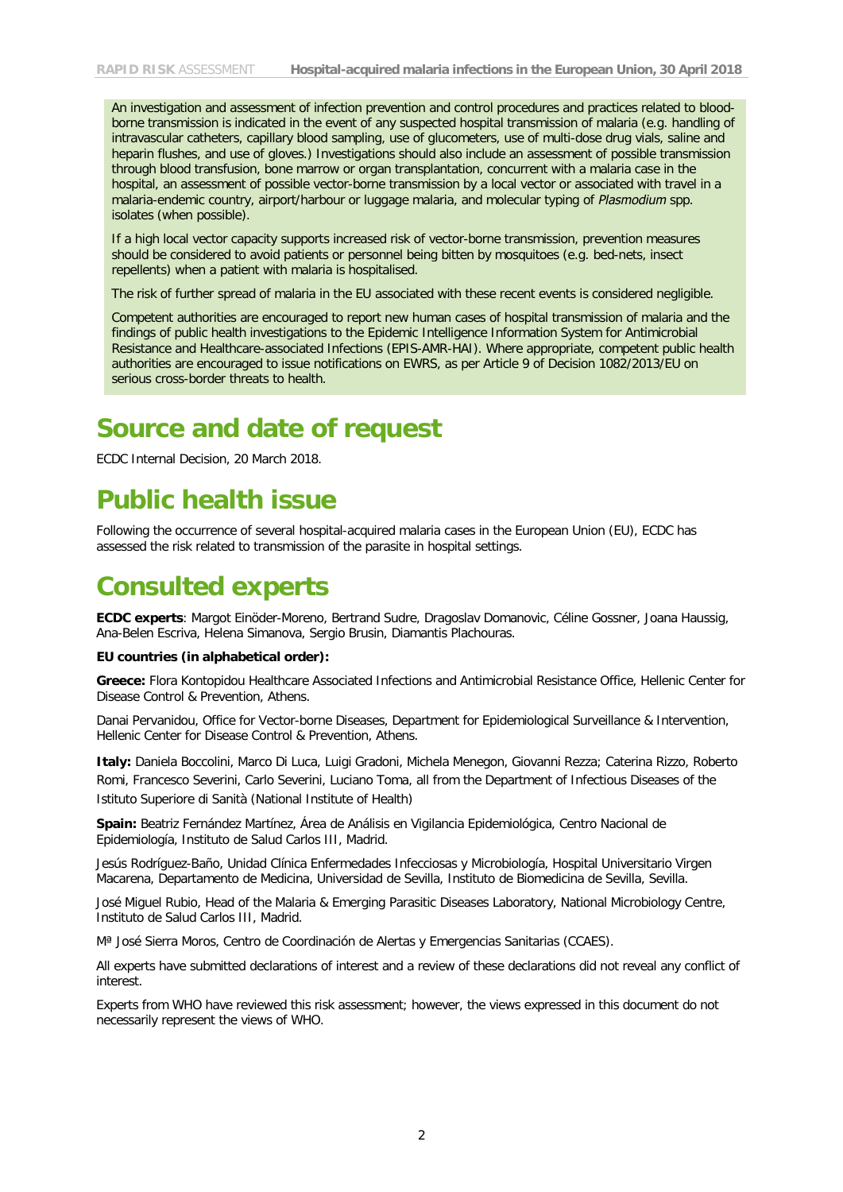An investigation and assessment of infection prevention and control procedures and practices related to blood-borne transmission is indicated in the event of any suspected hospital transmission of malaria (e.g. handling of intravascular catheters, capillary blood sampling, use of glucometers, use of multi-dose drug vials, saline and heparin flushes, and use of gloves.) Investigations should also include an assessment of possible transmission through blood transfusion, bone marrow or organ transplantation, concurrent with a malaria case in the hospital, an assessment of possible vector-borne transmission by a local vector or associated with travel in a malaria-endemic country, airport/harbour or luggage malaria, and molecular typing of *Plasmodium* spp. isolates (when possible).

If a high local vector capacity supports increased risk of vector-borne transmission, prevention measures should be considered to avoid patients or personnel being bitten by mosquitoes (e.g. bed-nets, insect repellents) when a patient with malaria is hospitalised.

The risk of further spread of malaria in the EU associated with these recent events is considered negligible.

Competent authorities are encouraged to report new human cases of hospital transmission of malaria and the findings of public health investigations to the Epidemic Intelligence Information System for Antimicrobial Resistance and Healthcare-associated Infections (EPIS-AMR-HAI). Where appropriate, competent public health authorities are encouraged to issue notifications on EWRS, as per Article 9 of Decision 1082/2013/EU on serious cross-border threats to health.

# Source and date of request

ECDC Internal Decision, 20 March 2018.

# Public health issue

Following the occurrence of several hospital-acquired malaria cases in the European Union (EU), ECDC has assessed the risk related to transmission of the parasite in hospital settings.

# Consulted experts

**ECDC experts**: Margot Einöder-Moreno, Bertrand Sudre, Dragoslav Domanovic, Céline Gossner, Joana Haussig, Ana-Belen Escriva, Helena Simanova, Sergio Brusin, Diamantis Plachouras.

**EU countries (in alphabetical order):**

**Greece:** Flora Kontopidou Healthcare Associated Infections and Antimicrobial Resistance Office, Hellenic Center for Disease Control & Prevention, Athens.

Danai Pervanidou, Office for Vector-borne Diseases, Department for Epidemiological Surveillance & Intervention, Hellenic Center for Disease Control & Prevention, Athens.

**Italy:** Daniela Boccolini, Marco Di Luca, Luigi Gradoni, Michela Menegon, Giovanni Rezza; Caterina Rizzo, Roberto Romi, Francesco Severini, Carlo Severini, Luciano Toma, all from the Department of Infectious Diseases of the Istituto Superiore di Sanità (National Institute of Health)

**Spain:** Beatriz Fernández Martínez, Área de Análisis en Vigilancia Epidemiológica, Centro Nacional de Epidemiología, Instituto de Salud Carlos III, Madrid.

Jesús Rodríguez-Baño, Unidad Clínica Enfermedades Infecciosas y Microbiología, Hospital Universitario Virgen Macarena, Departamento de Medicina, Universidad de Sevilla, Instituto de Biomedicina de Sevilla, Sevilla.

José Miguel Rubio, Head of the Malaria & Emerging Parasitic Diseases Laboratory, National Microbiology Centre, Instituto de Salud Carlos III, Madrid.

Mª José Sierra Moros, Centro de Coordinación de Alertas y Emergencias Sanitarias (CCAES).

All experts have submitted declarations of interest and a review of these declarations did not reveal any conflict of interest.

Experts from WHO have reviewed this risk assessment; however, the views expressed in this document do not necessarily represent the views of WHO.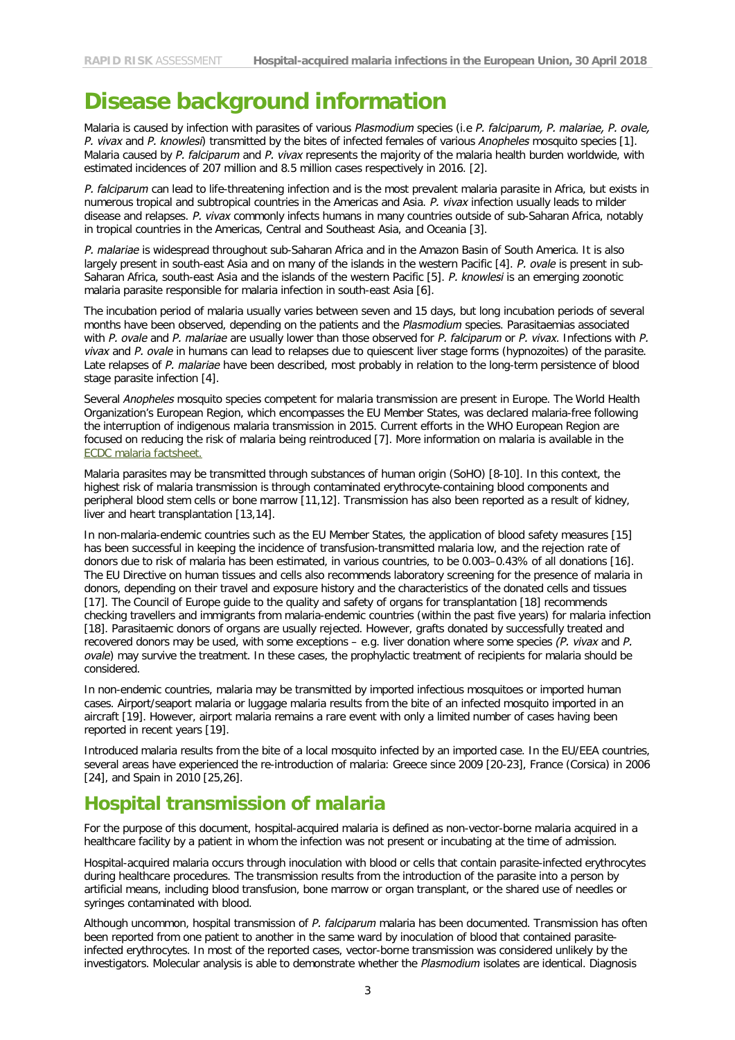# Disease background information

Malaria is caused by infection with parasites of various *Plasmodium* species (i.e *P. falciparum, P. malariae, P. ovale, P. vivax* and *P. knowlesi*) transmitted by the bites of infected females of various *Anopheles* mosquito species [1]. Malaria caused by *P. falciparum* and *P. vivax* represents the majority of the malaria health burden worldwide, with estimated incidences of 207 million and 8.5 million cases respectively in 2016. [2].

*P. falciparum* can lead to life-threatening infection and is the most prevalent malaria parasite in Africa, but exists in numerous tropical and subtropical countries in the Americas and Asia. *P. vivax* infection usually leads to milder disease and relapses. *P. vivax* commonly infects humans in many countries outside of sub-Saharan Africa, notably in tropical countries in the Americas, Central and Southeast Asia, and Oceania [3].

*P. malariae* is widespread throughout sub-Saharan Africa and in the Amazon Basin of South America. It is also largely present in south-east Asia and on many of the islands in the western Pacific [4]. *P. ovale* is present in sub-Saharan Africa, south-east Asia and the islands of the western Pacific [5]. *P. knowlesi* is an emerging zoonotic malaria parasite responsible for malaria infection in south-east Asia [6].

The incubation period of malaria usually varies between seven and 15 days, but long incubation periods of several months have been observed, depending on the patients and the *Plasmodium* species. Parasitaemias associated with *P. ovale* and *P. malariae* are usually lower than those observed for *P. falciparum* or *P. vivax*. Infections with *P. vivax* and *P. ovale* in humans can lead to relapses due to quiescent liver stage forms (hypnozoites) of the parasite. Late relapses of *P. malariae* have been described, most probably in relation to the long-term persistence of blood stage parasite infection [4].

Several *Anopheles* mosquito species competent for malaria transmission are present in Europe. The World Health Organization's European Region, which encompasses the EU Member States, was declared malaria-free following the interruption of indigenous malaria transmission in 2015. Current efforts in the WHO European Region are focused on reducing the risk of malaria being reintroduced [7]. More information on malaria is available in the ECDC malaria factsheet.

Malaria parasites may be transmitted through substances of human origin (SoHO) [8-10]. In this context, the highest risk of malaria transmission is through contaminated erythrocyte-containing blood components and peripheral blood stem cells or bone marrow [11,12]. Transmission has also been reported as a result of kidney, liver and heart transplantation [13,14].

In non-malaria-endemic countries such as the EU Member States, the application of blood safety measures [15] has been successful in keeping the incidence of transfusion-transmitted malaria low, and the rejection rate of donors due to risk of malaria has been estimated, in various countries, to be 0.003–0.43% of all donations [16]. The EU Directive on human tissues and cells also recommends laboratory screening for the presence of malaria in donors, depending on their travel and exposure history and the characteristics of the donated cells and tissues [17]. The Council of Europe guide to the quality and safety of organs for transplantation [18] recommends checking travellers and immigrants from malaria-endemic countries (within the past five years) for malaria infection [18]. Parasitaemic donors of organs are usually rejected. However, grafts donated by successfully treated and recovered donors may be used, with some exceptions – e.g. liver donation where some species *(P. vivax* and *P. ovale*) may survive the treatment. In these cases, the prophylactic treatment of recipients for malaria should be considered.

In non-endemic countries, malaria may be transmitted by imported infectious mosquitoes or imported human cases. Airport/seaport malaria or luggage malaria results from the bite of an infected mosquito imported in an aircraft [19]. However, airport malaria remains a rare event with only a limited number of cases having been reported in recent years [19].

Introduced malaria results from the bite of a local mosquito infected by an imported case. In the EU/EEA countries, several areas have experienced the re-introduction of malaria: Greece since 2009 [20-23], France (Corsica) in 2006 [24], and Spain in 2010 [25,26].

## Hospital transmission of malaria

For the purpose of this document, hospital-acquired malaria is defined as non-vector-borne malaria acquired in a healthcare facility by a patient in whom the infection was not present or incubating at the time of admission.

Hospital-acquired malaria occurs through inoculation with blood or cells that contain parasite-infected erythrocytes during healthcare procedures. The transmission results from the introduction of the parasite into a person by artificial means, including blood transfusion, bone marrow or organ transplant, or the shared use of needles or syringes contaminated with blood.

Although uncommon, hospital transmission of *P. falciparum* malaria has been documented. Transmission has often been reported from one patient to another in the same ward by inoculation of blood that contained parasite-infected erythrocytes. In most of the reported cases, vector-borne transmission was considered unlikely by the investigators. Molecular analysis is able to demonstrate whether the *Plasmodium* isolates are identical. Diagnosis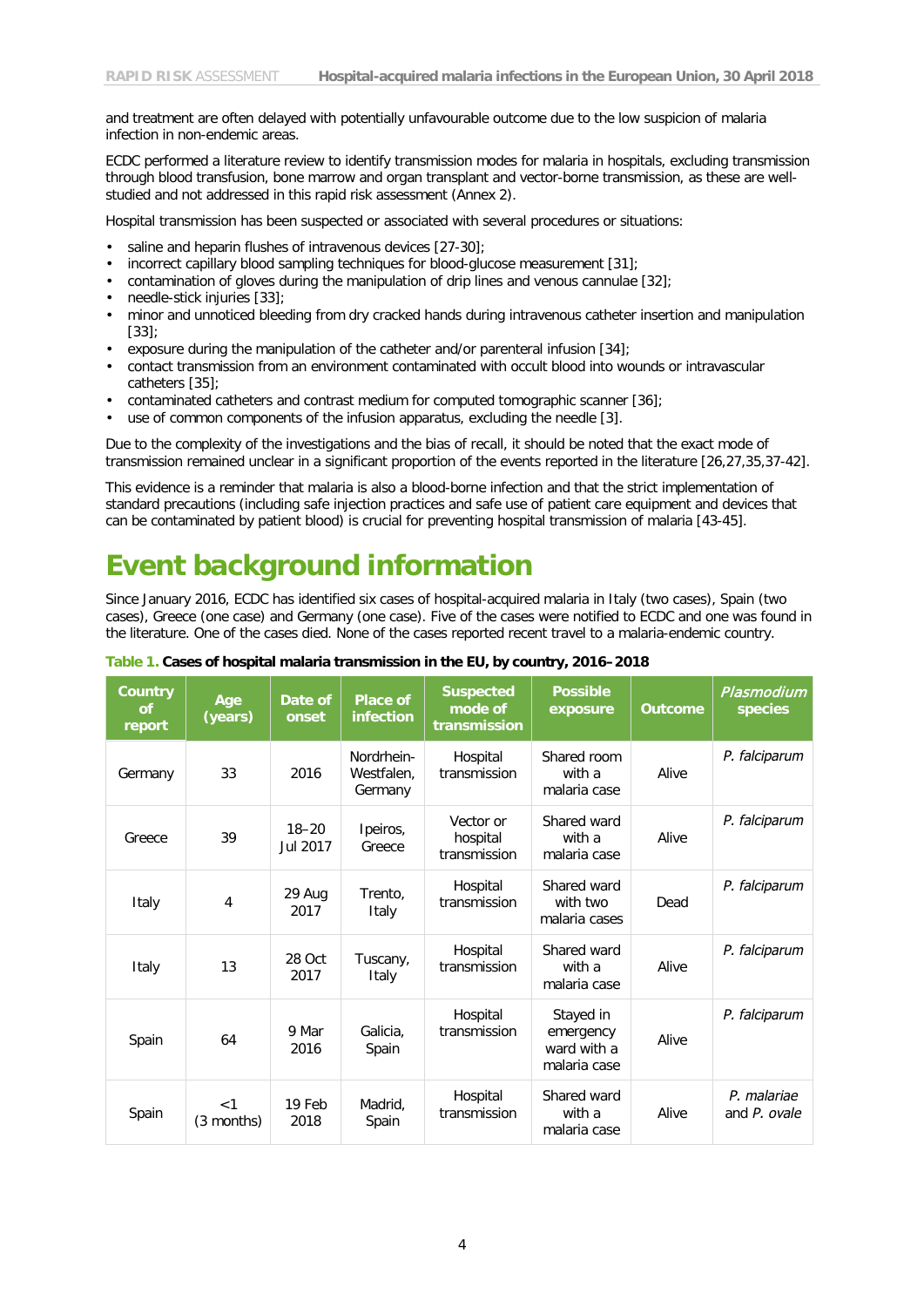and treatment are often delayed with potentially unfavourable outcome due to the low suspicion of malaria infection in non-endemic areas.

ECDC performed a literature review to identify transmission modes for malaria in hospitals, excluding transmission through blood transfusion, bone marrow and organ transplant and vector-borne transmission, as these are well-studied and not addressed in this rapid risk assessment (Annex 2).

Hospital transmission has been suspected or associated with several procedures or situations:

- saline and heparin flushes of intravenous devices [27-30];
- incorrect capillary blood sampling techniques for blood-glucose measurement [31];
- contamination of gloves during the manipulation of drip lines and venous cannulae [32];
- needle-stick injuries [33];
- minor and unnoticed bleeding from dry cracked hands during intravenous catheter insertion and manipulation [33];
- exposure during the manipulation of the catheter and/or parenteral infusion [34];
- contact transmission from an environment contaminated with occult blood into wounds or intravascular catheters [35];
- contaminated catheters and contrast medium for computed tomographic scanner [36];
- use of common components of the infusion apparatus, excluding the needle [3].

Due to the complexity of the investigations and the bias of recall, it should be noted that the exact mode of transmission remained unclear in a significant proportion of the events reported in the literature [26,27,35,37-42].

This evidence is a reminder that malaria is also a blood-borne infection and that the strict implementation of standard precautions (including safe injection practices and safe use of patient care equipment and devices that can be contaminated by patient blood) is crucial for preventing hospital transmission of malaria [43-45].

# Event background information

Since January 2016, ECDC has identified six cases of hospital-acquired malaria in Italy (two cases), Spain (two cases), Greece (one case) and Germany (one case). Five of the cases were notified to ECDC and one was found in the literature. One of the cases died. None of the cases reported recent travel to a malaria-endemic country.

**Table 1. Cases of hospital malaria transmission in the EU, by country, 2016–2018**

| Country of report | Age (years) | Date of onset | Place of infection | Suspected mode of transmission | Possible exposure | Outcome | *Plasmodium* species |
|---|---|---|---|---|---|---|---|
| Germany | 33 | 2016 | Nordrhein-Westfalen, Germany | Hospital transmission | Shared room with a malaria case | Alive | *P. falciparum* |
| Greece | 39 | 18–20 Jul 2017 | Ipeiros, Greece | Vector or hospital transmission | Shared ward with a malaria case | Alive | *P. falciparum* |
| Italy | 4 | 29 Aug 2017 | Trento, Italy | Hospital transmission | Shared ward with two malaria cases | Dead | *P. falciparum* |
| Italy | 13 | 28 Oct 2017 | Tuscany, Italy | Hospital transmission | Shared ward with a malaria case | Alive | *P. falciparum* |
| Spain | 64 | 9 Mar 2016 | Galicia, Spain | Hospital transmission | Stayed in emergency ward with a malaria case | Alive | *P. falciparum* |
| Spain | <1 (3 months) | 19 Feb 2018 | Madrid, Spain | Hospital transmission | Shared ward with a malaria case | Alive | *P. malariae* and *P. ovale* |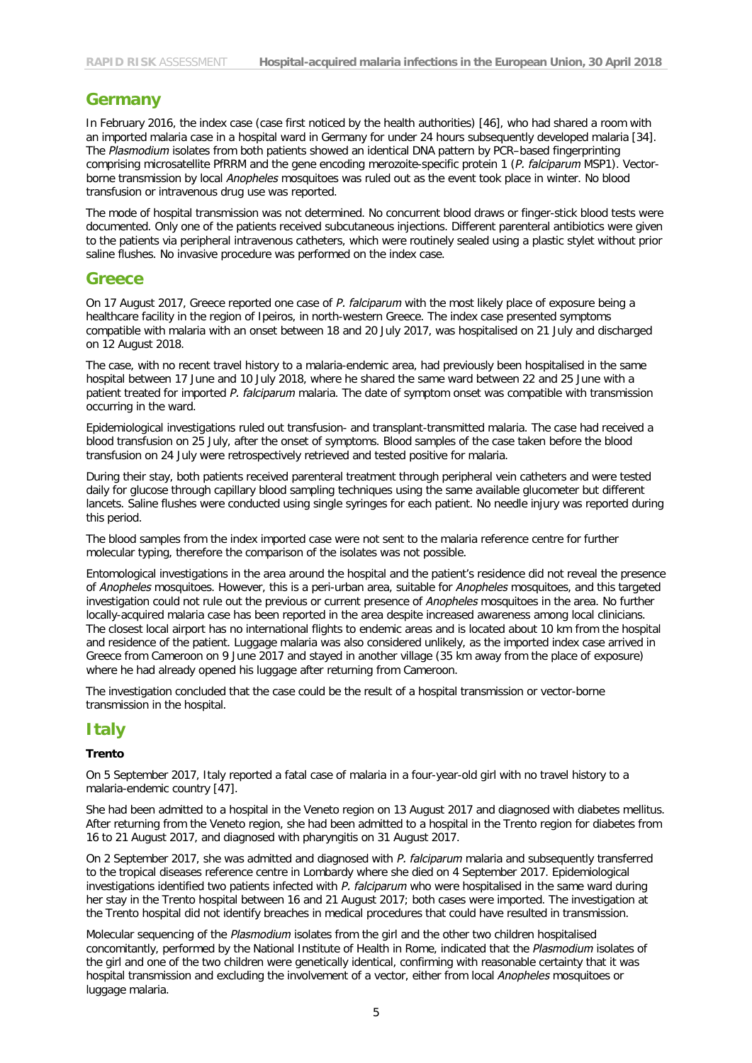## Germany

In February 2016, the index case (case first noticed by the health authorities) [46], who had shared a room with an imported malaria case in a hospital ward in Germany for under 24 hours subsequently developed malaria [34]. The *Plasmodium* isolates from both patients showed an identical DNA pattern by PCR–based fingerprinting comprising microsatellite PfRRM and the gene encoding merozoite-specific protein 1 (*P. falciparum* MSP1). Vector-borne transmission by local *Anopheles* mosquitoes was ruled out as the event took place in winter. No blood transfusion or intravenous drug use was reported.

The mode of hospital transmission was not determined. No concurrent blood draws or finger-stick blood tests were documented. Only one of the patients received subcutaneous injections. Different parenteral antibiotics were given to the patients via peripheral intravenous catheters, which were routinely sealed using a plastic stylet without prior saline flushes. No invasive procedure was performed on the index case.

## Greece

On 17 August 2017, Greece reported one case of *P. falciparum* with the most likely place of exposure being a healthcare facility in the region of Ipeiros, in north-western Greece. The index case presented symptoms compatible with malaria with an onset between 18 and 20 July 2017, was hospitalised on 21 July and discharged on 12 August 2018.

The case, with no recent travel history to a malaria-endemic area, had previously been hospitalised in the same hospital between 17 June and 10 July 2018, where he shared the same ward between 22 and 25 June with a patient treated for imported *P. falciparum* malaria. The date of symptom onset was compatible with transmission occurring in the ward.

Epidemiological investigations ruled out transfusion- and transplant-transmitted malaria. The case had received a blood transfusion on 25 July, after the onset of symptoms. Blood samples of the case taken before the blood transfusion on 24 July were retrospectively retrieved and tested positive for malaria.

During their stay, both patients received parenteral treatment through peripheral vein catheters and were tested daily for glucose through capillary blood sampling techniques using the same available glucometer but different lancets. Saline flushes were conducted using single syringes for each patient. No needle injury was reported during this period.

The blood samples from the index imported case were not sent to the malaria reference centre for further molecular typing, therefore the comparison of the isolates was not possible.

Entomological investigations in the area around the hospital and the patient's residence did not reveal the presence of *Anopheles* mosquitoes. However, this is a peri-urban area, suitable for *Anopheles* mosquitoes, and this targeted investigation could not rule out the previous or current presence of *Anopheles* mosquitoes in the area. No further locally-acquired malaria case has been reported in the area despite increased awareness among local clinicians. The closest local airport has no international flights to endemic areas and is located about 10 km from the hospital and residence of the patient. Luggage malaria was also considered unlikely, as the imported index case arrived in Greece from Cameroon on 9 June 2017 and stayed in another village (35 km away from the place of exposure) where he had already opened his luggage after returning from Cameroon.

The investigation concluded that the case could be the result of a hospital transmission or vector-borne transmission in the hospital.

## Italy

### Trento

On 5 September 2017, Italy reported a fatal case of malaria in a four-year-old girl with no travel history to a malaria-endemic country [47].

She had been admitted to a hospital in the Veneto region on 13 August 2017 and diagnosed with diabetes mellitus. After returning from the Veneto region, she had been admitted to a hospital in the Trento region for diabetes from 16 to 21 August 2017, and diagnosed with pharyngitis on 31 August 2017.

On 2 September 2017, she was admitted and diagnosed with *P. falciparum* malaria and subsequently transferred to the tropical diseases reference centre in Lombardy where she died on 4 September 2017. Epidemiological investigations identified two patients infected with *P. falciparum* who were hospitalised in the same ward during her stay in the Trento hospital between 16 and 21 August 2017; both cases were imported. The investigation at the Trento hospital did not identify breaches in medical procedures that could have resulted in transmission.

Molecular sequencing of the *Plasmodium* isolates from the girl and the other two children hospitalised concomitantly, performed by the National Institute of Health in Rome, indicated that the *Plasmodium* isolates of the girl and one of the two children were genetically identical, confirming with reasonable certainty that it was hospital transmission and excluding the involvement of a vector, either from local *Anopheles* mosquitoes or luggage malaria.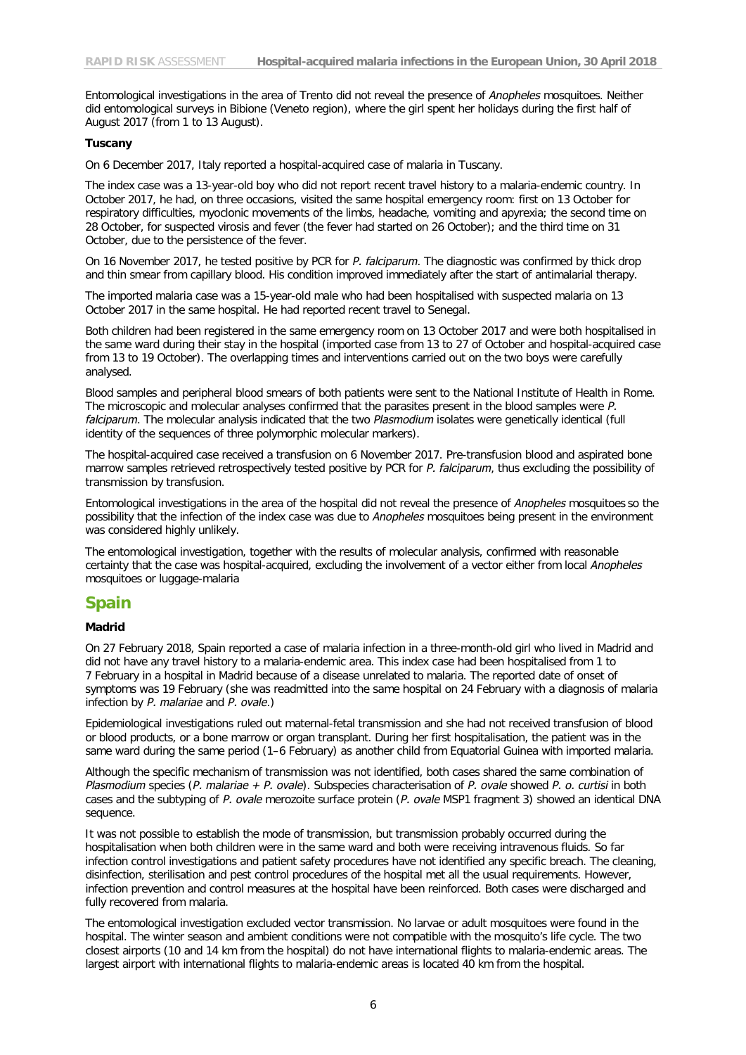Entomological investigations in the area of Trento did not reveal the presence of *Anopheles* mosquitoes. Neither did entomological surveys in Bibione (Veneto region), where the girl spent her holidays during the first half of August 2017 (from 1 to 13 August).

**Tuscany**

On 6 December 2017, Italy reported a hospital-acquired case of malaria in Tuscany.

The index case was a 13-year-old boy who did not report recent travel history to a malaria-endemic country. In October 2017, he had, on three occasions, visited the same hospital emergency room: first on 13 October for respiratory difficulties, myoclonic movements of the limbs, headache, vomiting and apyrexia; the second time on 28 October, for suspected virosis and fever (the fever had started on 26 October); and the third time on 31 October, due to the persistence of the fever.

On 16 November 2017, he tested positive by PCR for *P. falciparum*. The diagnostic was confirmed by thick drop and thin smear from capillary blood. His condition improved immediately after the start of antimalarial therapy.

The imported malaria case was a 15-year-old male who had been hospitalised with suspected malaria on 13 October 2017 in the same hospital. He had reported recent travel to Senegal.

Both children had been registered in the same emergency room on 13 October 2017 and were both hospitalised in the same ward during their stay in the hospital (imported case from 13 to 27 of October and hospital-acquired case from 13 to 19 October). The overlapping times and interventions carried out on the two boys were carefully analysed.

Blood samples and peripheral blood smears of both patients were sent to the National Institute of Health in Rome. The microscopic and molecular analyses confirmed that the parasites present in the blood samples were *P. falciparum*. The molecular analysis indicated that the two *Plasmodium* isolates were genetically identical (full identity of the sequences of three polymorphic molecular markers).

The hospital-acquired case received a transfusion on 6 November 2017. Pre-transfusion blood and aspirated bone marrow samples retrieved retrospectively tested positive by PCR for *P. falciparum*, thus excluding the possibility of transmission by transfusion.

Entomological investigations in the area of the hospital did not reveal the presence of *Anopheles* mosquitoes so the possibility that the infection of the index case was due to *Anopheles* mosquitoes being present in the environment was considered highly unlikely.

The entomological investigation, together with the results of molecular analysis, confirmed with reasonable certainty that the case was hospital-acquired, excluding the involvement of a vector either from local *Anopheles* mosquitoes or luggage-malaria

## Spain

**Madrid**

On 27 February 2018, Spain reported a case of malaria infection in a three-month-old girl who lived in Madrid and did not have any travel history to a malaria-endemic area. This index case had been hospitalised from 1 to 7 February in a hospital in Madrid because of a disease unrelated to malaria. The reported date of onset of symptoms was 19 February (she was readmitted into the same hospital on 24 February with a diagnosis of malaria infection by *P. malariae* and *P. ovale*.)

Epidemiological investigations ruled out maternal-fetal transmission and she had not received transfusion of blood or blood products, or a bone marrow or organ transplant. During her first hospitalisation, the patient was in the same ward during the same period (1–6 February) as another child from Equatorial Guinea with imported malaria.

Although the specific mechanism of transmission was not identified, both cases shared the same combination of *Plasmodium* species (*P. malariae + P. ovale*). Subspecies characterisation of *P. ovale* showed *P. o. curtisi* in both cases and the subtyping of *P. ovale* merozoite surface protein (*P. ovale* MSP1 fragment 3) showed an identical DNA sequence.

It was not possible to establish the mode of transmission, but transmission probably occurred during the hospitalisation when both children were in the same ward and both were receiving intravenous fluids. So far infection control investigations and patient safety procedures have not identified any specific breach. The cleaning, disinfection, sterilisation and pest control procedures of the hospital met all the usual requirements. However, infection prevention and control measures at the hospital have been reinforced. Both cases were discharged and fully recovered from malaria.

The entomological investigation excluded vector transmission. No larvae or adult mosquitoes were found in the hospital. The winter season and ambient conditions were not compatible with the mosquito's life cycle. The two closest airports (10 and 14 km from the hospital) do not have international flights to malaria-endemic areas. The largest airport with international flights to malaria-endemic areas is located 40 km from the hospital.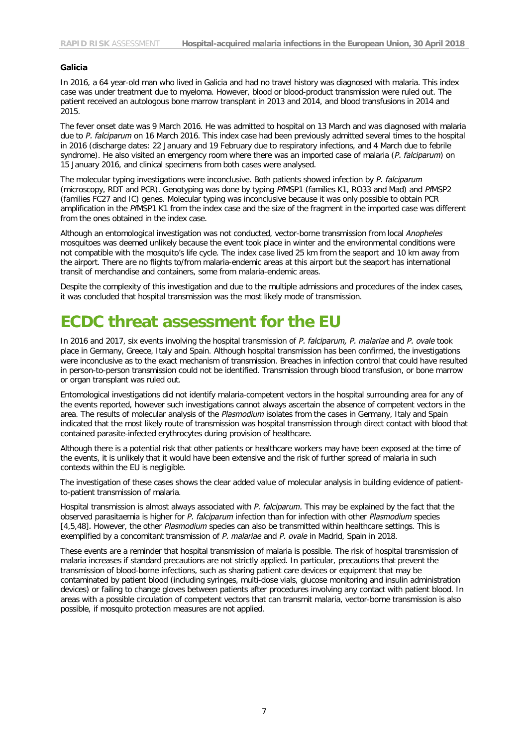**Galicia**

In 2016, a 64 year-old man who lived in Galicia and had no travel history was diagnosed with malaria. This index case was under treatment due to myeloma. However, blood or blood-product transmission were ruled out. The patient received an autologous bone marrow transplant in 2013 and 2014, and blood transfusions in 2014 and 2015.

The fever onset date was 9 March 2016. He was admitted to hospital on 13 March and was diagnosed with malaria due to *P. falciparum* on 16 March 2016. This index case had been previously admitted several times to the hospital in 2016 (discharge dates: 22 January and 19 February due to respiratory infections, and 4 March due to febrile syndrome). He also visited an emergency room where there was an imported case of malaria (*P. falciparum*) on 15 January 2016, and clinical specimens from both cases were analysed.

The molecular typing investigations were inconclusive. Both patients showed infection by *P. falciparum* (microscopy, RDT and PCR). Genotyping was done by typing *Pf*MSP1 (families K1, RO33 and Mad) and *Pf*MSP2 (families FC27 and IC) genes. Molecular typing was inconclusive because it was only possible to obtain PCR amplification in the *Pf*MSP1 K1 from the index case and the size of the fragment in the imported case was different from the ones obtained in the index case.

Although an entomological investigation was not conducted, vector-borne transmission from local *Anopheles* mosquitoes was deemed unlikely because the event took place in winter and the environmental conditions were not compatible with the mosquito's life cycle. The index case lived 25 km from the seaport and 10 km away from the airport. There are no flights to/from malaria-endemic areas at this airport but the seaport has international transit of merchandise and containers, some from malaria-endemic areas.

Despite the complexity of this investigation and due to the multiple admissions and procedures of the index cases, it was concluded that hospital transmission was the most likely mode of transmission.

# ECDC threat assessment for the EU

In 2016 and 2017, six events involving the hospital transmission of *P. falciparum, P. malariae* and *P. ovale* took place in Germany, Greece, Italy and Spain. Although hospital transmission has been confirmed, the investigations were inconclusive as to the exact mechanism of transmission. Breaches in infection control that could have resulted in person-to-person transmission could not be identified. Transmission through blood transfusion, or bone marrow or organ transplant was ruled out.

Entomological investigations did not identify malaria-competent vectors in the hospital surrounding area for any of the events reported, however such investigations cannot always ascertain the absence of competent vectors in the area. The results of molecular analysis of the *Plasmodium* isolates from the cases in Germany, Italy and Spain indicated that the most likely route of transmission was hospital transmission through direct contact with blood that contained parasite-infected erythrocytes during provision of healthcare.

Although there is a potential risk that other patients or healthcare workers may have been exposed at the time of the events, it is unlikely that it would have been extensive and the risk of further spread of malaria in such contexts within the EU is negligible.

The investigation of these cases shows the clear added value of molecular analysis in building evidence of patient-to-patient transmission of malaria.

Hospital transmission is almost always associated with *P. falciparum*. This may be explained by the fact that the observed parasitaemia is higher for *P. falciparum* infection than for infection with other *Plasmodium* species [4,5,48]. However, the other *Plasmodium* species can also be transmitted within healthcare settings. This is exemplified by a concomitant transmission of *P. malariae* and *P. ovale* in Madrid, Spain in 2018.

These events are a reminder that hospital transmission of malaria is possible. The risk of hospital transmission of malaria increases if standard precautions are not strictly applied. In particular, precautions that prevent the transmission of blood-borne infections, such as sharing patient care devices or equipment that may be contaminated by patient blood (including syringes, multi-dose vials, glucose monitoring and insulin administration devices) or failing to change gloves between patients after procedures involving any contact with patient blood. In areas with a possible circulation of competent vectors that can transmit malaria, vector-borne transmission is also possible, if mosquito protection measures are not applied.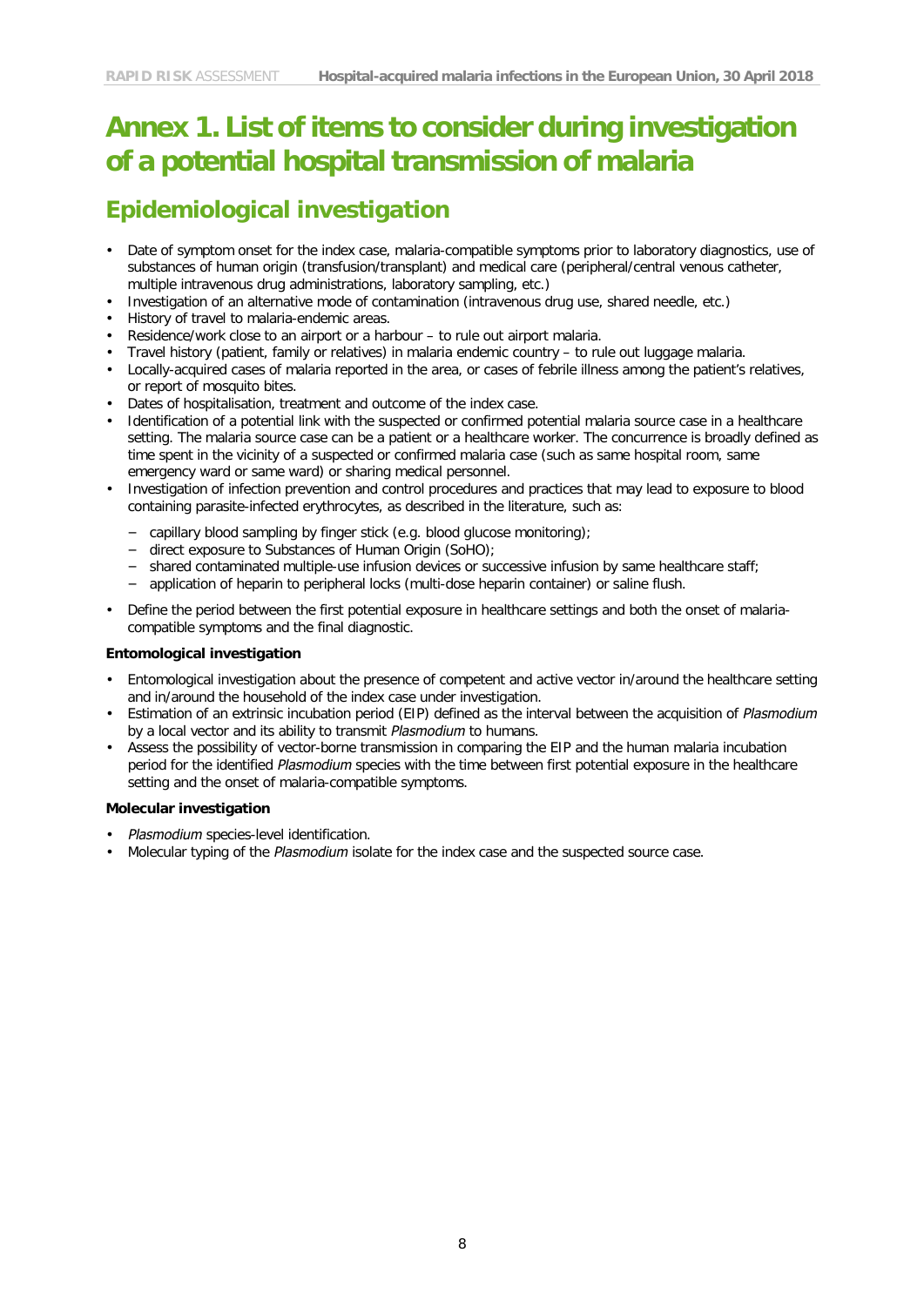# Annex 1. List of items to consider during investigation of a potential hospital transmission of malaria

## Epidemiological investigation

- Date of symptom onset for the index case, malaria-compatible symptoms prior to laboratory diagnostics, use of substances of human origin (transfusion/transplant) and medical care (peripheral/central venous catheter, multiple intravenous drug administrations, laboratory sampling, etc.)
- Investigation of an alternative mode of contamination (intravenous drug use, shared needle, etc.)
- History of travel to malaria-endemic areas.
- Residence/work close to an airport or a harbour – to rule out airport malaria.
- Travel history (patient, family or relatives) in malaria endemic country – to rule out luggage malaria.
- Locally-acquired cases of malaria reported in the area, or cases of febrile illness among the patient's relatives, or report of mosquito bites.
- Dates of hospitalisation, treatment and outcome of the index case.
- Identification of a potential link with the suspected or confirmed potential malaria source case in a healthcare setting. The malaria source case can be a patient or a healthcare worker. The concurrence is broadly defined as time spent in the vicinity of a suspected or confirmed malaria case (such as same hospital room, same emergency ward or same ward) or sharing medical personnel.
- Investigation of infection prevention and control procedures and practices that may lead to exposure to blood containing parasite-infected erythrocytes, as described in the literature, such as:
  - capillary blood sampling by finger stick (e.g. blood glucose monitoring);
  - direct exposure to Substances of Human Origin (SoHO);
  - shared contaminated multiple-use infusion devices or successive infusion by same healthcare staff;
  - application of heparin to peripheral locks (multi-dose heparin container) or saline flush.
- Define the period between the first potential exposure in healthcare settings and both the onset of malaria-compatible symptoms and the final diagnostic.

### Entomological investigation

- Entomological investigation about the presence of competent and active vector in/around the healthcare setting and in/around the household of the index case under investigation.
- Estimation of an extrinsic incubation period (EIP) defined as the interval between the acquisition of *Plasmodium* by a local vector and its ability to transmit *Plasmodium* to humans.
- Assess the possibility of vector-borne transmission in comparing the EIP and the human malaria incubation period for the identified *Plasmodium* species with the time between first potential exposure in the healthcare setting and the onset of malaria-compatible symptoms.

### Molecular investigation

- *Plasmodium* species-level identification.
- Molecular typing of the *Plasmodium* isolate for the index case and the suspected source case.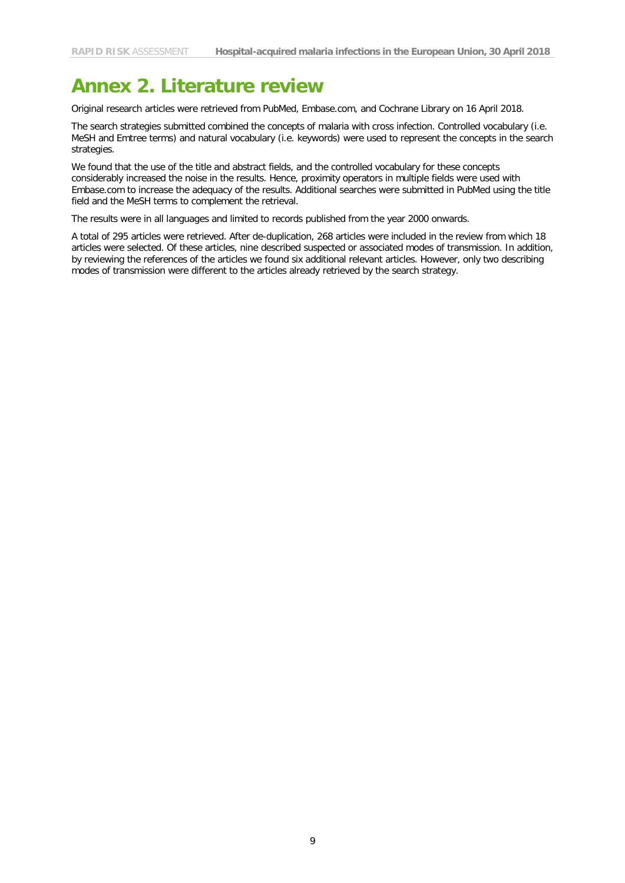# Annex 2. Literature review

Original research articles were retrieved from PubMed, Embase.com, and Cochrane Library on 16 April 2018.

The search strategies submitted combined the concepts of malaria with cross infection. Controlled vocabulary (i.e. MeSH and Emtree terms) and natural vocabulary (i.e. keywords) were used to represent the concepts in the search strategies.

We found that the use of the title and abstract fields, and the controlled vocabulary for these concepts considerably increased the noise in the results. Hence, proximity operators in multiple fields were used with Embase.com to increase the adequacy of the results. Additional searches were submitted in PubMed using the title field and the MeSH terms to complement the retrieval.

The results were in all languages and limited to records published from the year 2000 onwards.

A total of 295 articles were retrieved. After de-duplication, 268 articles were included in the review from which 18 articles were selected. Of these articles, nine described suspected or associated modes of transmission. In addition, by reviewing the references of the articles we found six additional relevant articles. However, only two describing modes of transmission were different to the articles already retrieved by the search strategy.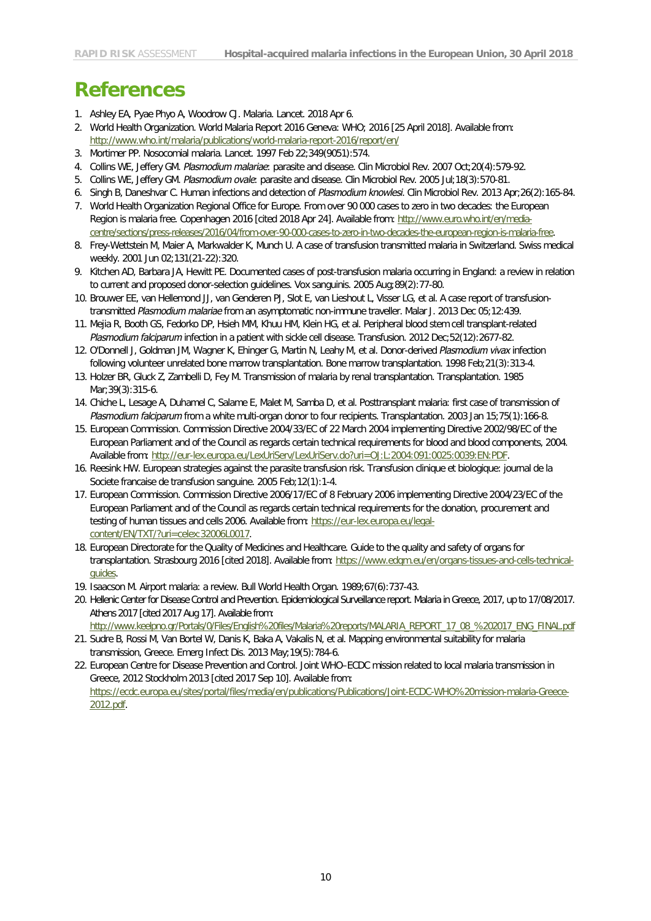# References

1. Ashley EA, Pyae Phyo A, Woodrow CJ. Malaria. Lancet. 2018 Apr 6.
2. World Health Organization. World Malaria Report 2016 Geneva: WHO; 2016 [25 April 2018]. Available from: http://www.who.int/malaria/publications/world-malaria-report-2016/report/en/
3. Mortimer PP. Nosocomial malaria. Lancet. 1997 Feb 22;349(9051):574.
4. Collins WE, Jeffery GM. *Plasmodium malariae*: parasite and disease. Clin Microbiol Rev. 2007 Oct;20(4):579-92.
5. Collins WE, Jeffery GM. *Plasmodium ovale*: parasite and disease. Clin Microbiol Rev. 2005 Jul;18(3):570-81.
6. Singh B, Daneshvar C. Human infections and detection of *Plasmodium knowlesi*. Clin Microbiol Rev. 2013 Apr;26(2):165-84.
7. World Health Organization Regional Office for Europe. From over 90 000 cases to zero in two decades: the European Region is malaria free. Copenhagen 2016 [cited 2018 Apr 24]. Available from: http://www.euro.who.int/en/media-centre/sections/press-releases/2016/04/from-over-90-000-cases-to-zero-in-two-decades-the-european-region-is-malaria-free.
8. Frey-Wettstein M, Maier A, Markwalder K, Munch U. A case of transfusion transmitted malaria in Switzerland. Swiss medical weekly. 2001 Jun 02;131(21-22):320.
9. Kitchen AD, Barbara JA, Hewitt PE. Documented cases of post-transfusion malaria occurring in England: a review in relation to current and proposed donor-selection guidelines. Vox sanguinis. 2005 Aug;89(2):77-80.
10. Brouwer EE, van Hellemond JJ, van Genderen PJ, Slot E, van Lieshout L, Visser LG, et al. A case report of transfusion-transmitted *Plasmodium malariae* from an asymptomatic non-immune traveller. Malar J. 2013 Dec 05;12:439.
11. Mejia R, Booth GS, Fedorko DP, Hsieh MM, Khuu HM, Klein HG, et al. Peripheral blood stem cell transplant-related *Plasmodium falciparum* infection in a patient with sickle cell disease. Transfusion. 2012 Dec;52(12):2677-82.
12. O'Donnell J, Goldman JM, Wagner K, Ehinger G, Martin N, Leahy M, et al. Donor-derived *Plasmodium vivax* infection following volunteer unrelated bone marrow transplantation. Bone marrow transplantation. 1998 Feb;21(3):313-4.
13. Holzer BR, Gluck Z, Zambelli D, Fey M. Transmission of malaria by renal transplantation. Transplantation. 1985 Mar;39(3):315-6.
14. Chiche L, Lesage A, Duhamel C, Salame E, Malet M, Samba D, et al. Posttransplant malaria: first case of transmission of *Plasmodium falciparum* from a white multi-organ donor to four recipients. Transplantation. 2003 Jan 15;75(1):166-8.
15. European Commission. Commission Directive 2004/33/EC of 22 March 2004 implementing Directive 2002/98/EC of the European Parliament and of the Council as regards certain technical requirements for blood and blood components, 2004. Available from: http://eur-lex.europa.eu/LexUriServ/LexUriServ.do?uri=OJ:L:2004:091:0025:0039:EN:PDF.
16. Reesink HW. European strategies against the parasite transfusion risk. Transfusion clinique et biologique: journal de la Societe francaise de transfusion sanguine. 2005 Feb;12(1):1-4.
17. European Commission. Commission Directive 2006/17/EC of 8 February 2006 implementing Directive 2004/23/EC of the European Parliament and of the Council as regards certain technical requirements for the donation, procurement and testing of human tissues and cells 2006. Available from: https://eur-lex.europa.eu/legal-content/EN/TXT/?uri=celex:32006L0017.
18. European Directorate for the Quality of Medicines and Healthcare. Guide to the quality and safety of organs for transplantation. Strasbourg 2016 [cited 2018]. Available from: https://www.edqm.eu/en/organs-tissues-and-cells-technical-guides.
19. Isaacson M. Airport malaria: a review. Bull World Health Organ. 1989;67(6):737-43.
20. Hellenic Center for Disease Control and Prevention. Epidemiological Surveillance report. Malaria in Greece, 2017, up to 17/08/2017. Athens 2017 [cited 2017 Aug 17]. Available from: http://www.keelpno.gr/Portals/0/Files/English%20files/Malaria%20reports/MALARIA_REPORT_17_08_%202017_ENG_FINAL.pdf
21. Sudre B, Rossi M, Van Bortel W, Danis K, Baka A, Vakalis N, et al. Mapping environmental suitability for malaria transmission, Greece. Emerg Infect Dis. 2013 May;19(5):784-6.
22. European Centre for Disease Prevention and Control. Joint WHO–ECDC mission related to local malaria transmission in Greece, 2012 Stockholm 2013 [cited 2017 Sep 10]. Available from: https://ecdc.europa.eu/sites/portal/files/media/en/publications/Publications/Joint-ECDC-WHO%20mission-malaria-Greece-2012.pdf.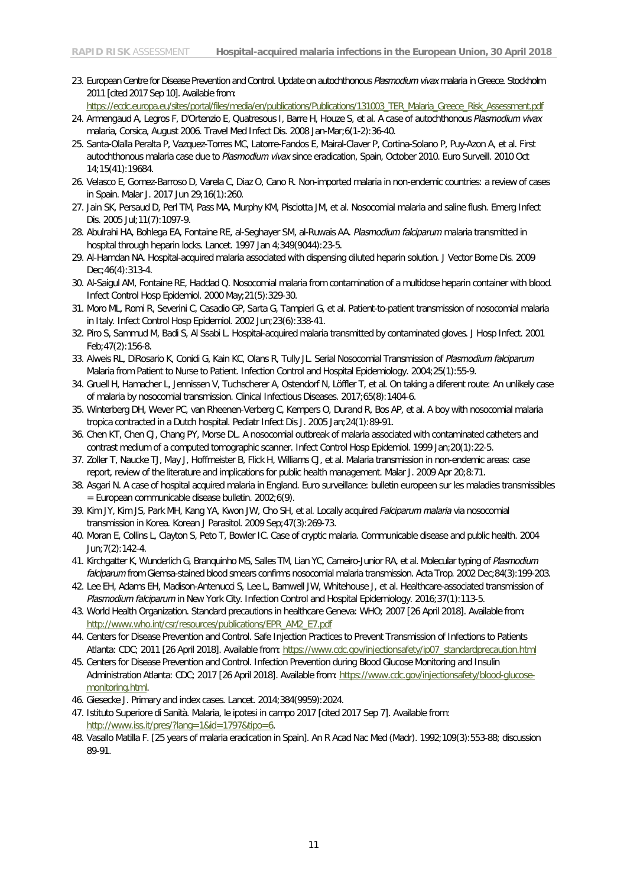23. European Centre for Disease Prevention and Control. Update on autochthonous *Plasmodium vivax* malaria in Greece. Stockholm 2011 [cited 2017 Sep 10]. Available from: https://ecdc.europa.eu/sites/portal/files/media/en/publications/Publications/131003_TER_Malaria_Greece_Risk_Assessment.pdf
24. Armengaud A, Legros F, D'Ortenzio E, Quatresous I, Barre H, Houze S, et al. A case of autochthonous *Plasmodium vivax* malaria, Corsica, August 2006. Travel Med Infect Dis. 2008 Jan-Mar;6(1-2):36-40.
25. Santa-Olalla Peralta P, Vazquez-Torres MC, Latorre-Fandos E, Mairal-Claver P, Cortina-Solano P, Puy-Azon A, et al. First autochthonous malaria case due to *Plasmodium vivax* since eradication, Spain, October 2010. Euro Surveill. 2010 Oct 14;15(41):19684.
26. Velasco E, Gomez-Barroso D, Varela C, Diaz O, Cano R. Non-imported malaria in non-endemic countries: a review of cases in Spain. Malar J. 2017 Jun 29;16(1):260.
27. Jain SK, Persaud D, Perl TM, Pass MA, Murphy KM, Pisciotta JM, et al. Nosocomial malaria and saline flush. Emerg Infect Dis. 2005 Jul;11(7):1097-9.
28. Abulrahi HA, Bohlega EA, Fontaine RE, al-Seghayer SM, al-Ruwais AA. *Plasmodium falciparum* malaria transmitted in hospital through heparin locks. Lancet. 1997 Jan 4;349(9044):23-5.
29. Al-Hamdan NA. Hospital-acquired malaria associated with dispensing diluted heparin solution. J Vector Borne Dis. 2009 Dec;46(4):313-4.
30. Al-Saigul AM, Fontaine RE, Haddad Q. Nosocomial malaria from contamination of a multidose heparin container with blood. Infect Control Hosp Epidemiol. 2000 May;21(5):329-30.
31. Moro ML, Romi R, Severini C, Casadio GP, Sarta G, Tampieri G, et al. Patient-to-patient transmission of nosocomial malaria in Italy. Infect Control Hosp Epidemiol. 2002 Jun;23(6):338-41.
32. Piro S, Sammud M, Badi S, Al Ssabi L. Hospital-acquired malaria transmitted by contaminated gloves. J Hosp Infect. 2001 Feb;47(2):156-8.
33. Alweis RL, DiRosario K, Conidi G, Kain KC, Olans R, Tully JL. Serial Nosocomial Transmission of *Plasmodium falciparum* Malaria from Patient to Nurse to Patient. Infection Control and Hospital Epidemiology. 2004;25(1):55-9.
34. Gruell H, Hamacher L, Jennissen V, Tuchscherer A, Ostendorf N, Löffler T, et al. On taking a diferent route: An unlikely case of malaria by nosocomial transmission. Clinical Infectious Diseases. 2017;65(8):1404-6.
35. Winterberg DH, Wever PC, van Rheenen-Verberg C, Kempers O, Durand R, Bos AP, et al. A boy with nosocomial malaria tropica contracted in a Dutch hospital. Pediatr Infect Dis J. 2005 Jan;24(1):89-91.
36. Chen KT, Chen CJ, Chang PY, Morse DL. A nosocomial outbreak of malaria associated with contaminated catheters and contrast medium of a computed tomographic scanner. Infect Control Hosp Epidemiol. 1999 Jan;20(1):22-5.
37. Zoller T, Naucke TJ, May J, Hoffmeister B, Flick H, Williams CJ, et al. Malaria transmission in non-endemic areas: case report, review of the literature and implications for public health management. Malar J. 2009 Apr 20;8:71.
38. Asgari N. A case of hospital acquired malaria in England. Euro surveillance: bulletin europeen sur les maladies transmissibles = European communicable disease bulletin. 2002;6(9).
39. Kim JY, Kim JS, Park MH, Kang YA, Kwon JW, Cho SH, et al. Locally acquired *Falciparum malaria* via nosocomial transmission in Korea. Korean J Parasitol. 2009 Sep;47(3):269-73.
40. Moran E, Collins L, Clayton S, Peto T, Bowler IC. Case of cryptic malaria. Communicable disease and public health. 2004 Jun;7(2):142-4.
41. Kirchgatter K, Wunderlich G, Branquinho MS, Salles TM, Lian YC, Carneiro-Junior RA, et al. Molecular typing of *Plasmodium falciparum* from Giemsa-stained blood smears confirms nosocomial malaria transmission. Acta Trop. 2002 Dec;84(3):199-203.
42. Lee EH, Adams EH, Madison-Antenucci S, Lee L, Barnwell JW, Whitehouse J, et al. Healthcare-associated transmission of *Plasmodium falciparum* in New York City. Infection Control and Hospital Epidemiology. 2016;37(1):113-5.
43. World Health Organization. Standard precautions in healthcare Geneva: WHO; 2007 [26 April 2018]. Available from: http://www.who.int/csr/resources/publications/EPR_AM2_E7.pdf
44. Centers for Disease Prevention and Control. Safe Injection Practices to Prevent Transmission of Infections to Patients Atlanta: CDC; 2011 [26 April 2018]. Available from: https://www.cdc.gov/injectionsafety/ip07_standardprecaution.html
45. Centers for Disease Prevention and Control. Infection Prevention during Blood Glucose Monitoring and Insulin Administration Atlanta: CDC; 2017 [26 April 2018]. Available from: https://www.cdc.gov/injectionsafety/blood-glucose-monitoring.html.
46. Giesecke J. Primary and index cases. Lancet. 2014;384(9959):2024.
47. Istituto Superiore di Sanità. Malaria, le ipotesi in campo 2017 [cited 2017 Sep 7]. Available from: http://www.iss.it/pres/?lang=1&id=1797&tipo=6.
48. Vasallo Matilla F. [25 years of malaria eradication in Spain]. An R Acad Nac Med (Madr). 1992;109(3):553-88; discussion 89-91.